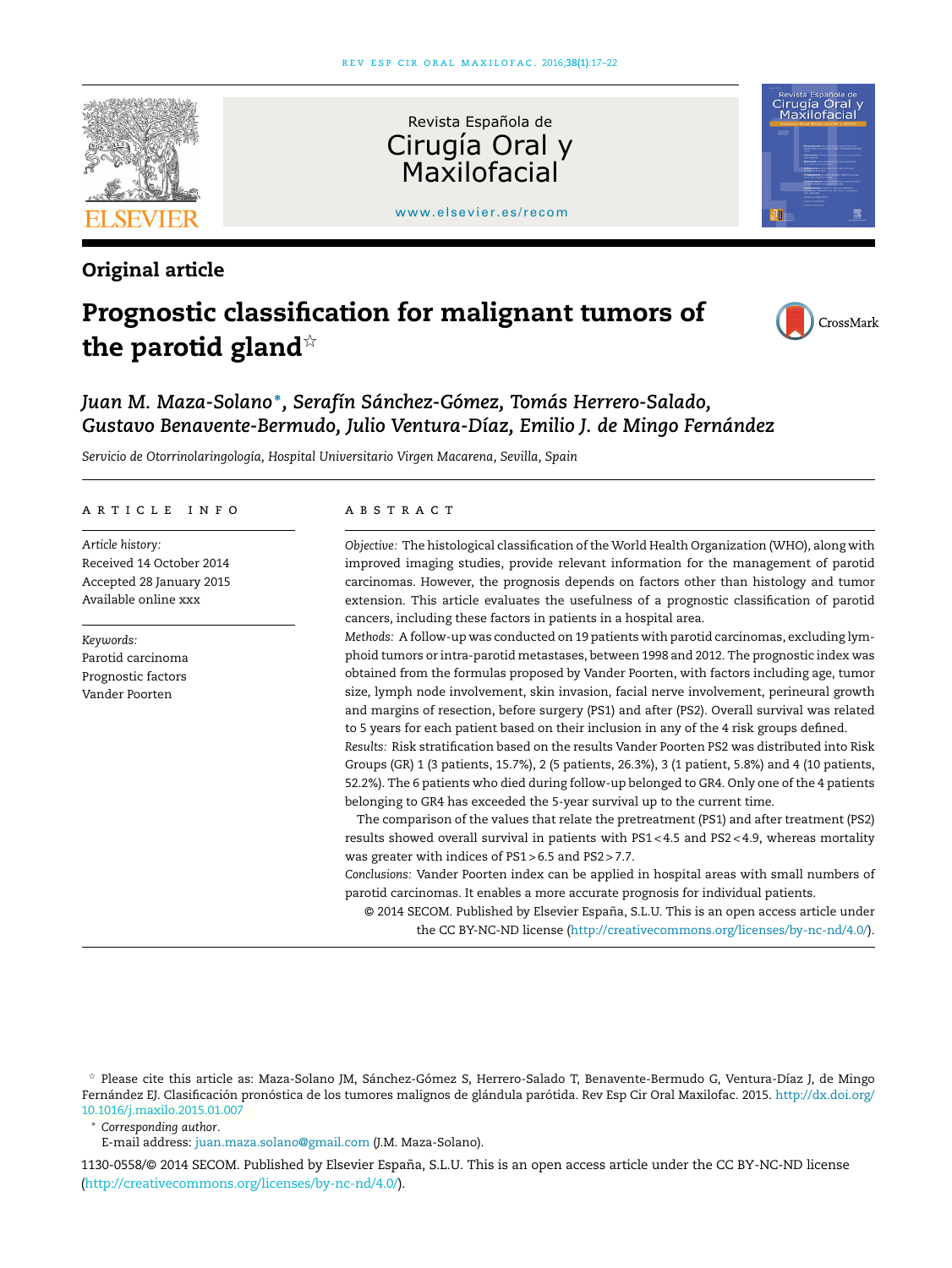Original article

# Prognostic classification for malignant tumors of the parotid gland[☆]

*Juan M. Maza-Solano*[*], *Serafín Sánchez-Gómez, Tomás Herrero-Salado, Gustavo Benavente-Bermudo, Julio Ventura-Díaz, Emilio J. de Mingo Fernández*

*Servicio de Otorrinolaringología, Hospital Universitario Virgen Macarena, Sevilla, Spain*

## ARTICLE INFO

*Article history:*
Received 14 October 2014
Accepted 28 January 2015
Available online xxx

*Keywords:*
Parotid carcinoma
Prognostic factors
Vander Poorten

## ABSTRACT

*Objective:* The histological classification of the World Health Organization (WHO), along with improved imaging studies, provide relevant information for the management of parotid carcinomas. However, the prognosis depends on factors other than histology and tumor extension. This article evaluates the usefulness of a prognostic classification of parotid cancers, including these factors in patients in a hospital area.

*Methods:* A follow-up was conducted on 19 patients with parotid carcinomas, excluding lymphoid tumors or intra-parotid metastases, between 1998 and 2012. The prognostic index was obtained from the formulas proposed by Vander Poorten, with factors including age, tumor size, lymph node involvement, skin invasion, facial nerve involvement, perineural growth and margins of resection, before surgery (PS1) and after (PS2). Overall survival was related to 5 years for each patient based on their inclusion in any of the 4 risk groups defined.

*Results:* Risk stratification based on the results Vander Poorten PS2 was distributed into Risk Groups (GR) 1 (3 patients, 15.7%), 2 (5 patients, 26.3%), 3 (1 patient, 5.8%) and 4 (10 patients, 52.2%). The 6 patients who died during follow-up belonged to GR4. Only one of the 4 patients belonging to GR4 has exceeded the 5-year survival up to the current time.

The comparison of the values that relate the pretreatment (PS1) and after treatment (PS2) results showed overall survival in patients with PS1 < 4.5 and PS2 < 4.9, whereas mortality was greater with indices of PS1 > 6.5 and PS2 > 7.7.

*Conclusions:* Vander Poorten index can be applied in hospital areas with small numbers of parotid carcinomas. It enables a more accurate prognosis for individual patients.

© 2014 SECOM. Published by Elsevier España, S.L.U. This is an open access article under the CC BY-NC-ND license (http://creativecommons.org/licenses/by-nc-nd/4.0/).

[☆] Please cite this article as: Maza-Solano JM, Sánchez-Gómez S, Herrero-Salado T, Benavente-Bermudo G, Ventura-Díaz J, de Mingo Fernández EJ. Clasificación pronóstica de los tumores malignos de glándula parótida. Rev Esp Cir Oral Maxilofac. 2015. http://dx.doi.org/10.1016/j.maxilo.2015.01.007

[*] *Corresponding author.*
E-mail address: juan.maza.solano@gmail.com (J.M. Maza-Solano).

1130-0558/© 2014 SECOM. Published by Elsevier España, S.L.U. This is an open access article under the CC BY-NC-ND license (http://creativecommons.org/licenses/by-nc-nd/4.0/).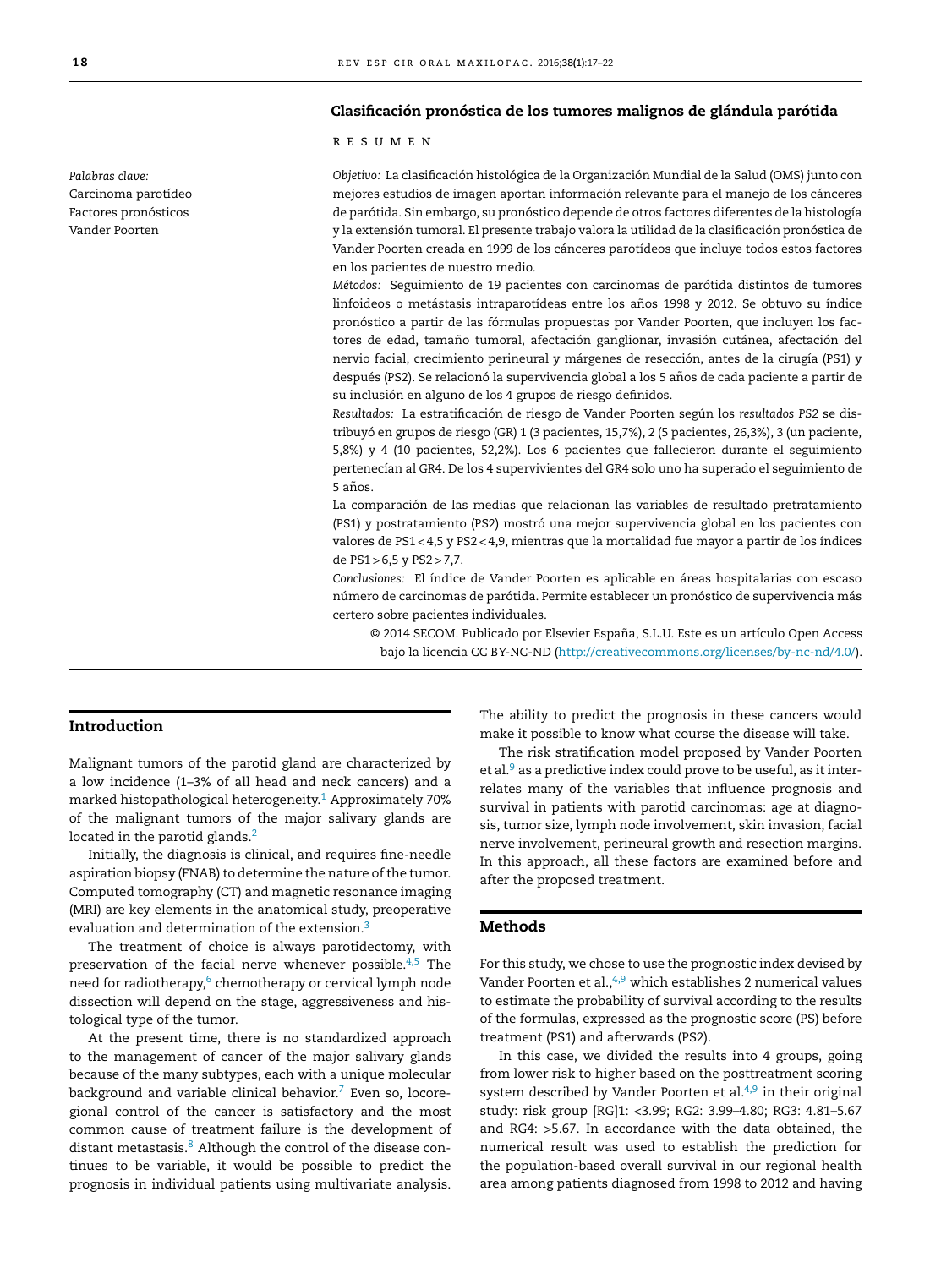## Clasificación pronóstica de los tumores malignos de glándula parótida

R E S U M E N

*Palabras clave:*
Carcinoma parotídeo
Factores pronósticos
Vander Poorten

*Objetivo:* La clasificación histológica de la Organización Mundial de la Salud (OMS) junto con mejores estudios de imagen aportan información relevante para el manejo de los cánceres de parótida. Sin embargo, su pronóstico depende de otros factores diferentes de la histología y la extensión tumoral. El presente trabajo valora la utilidad de la clasificación pronóstica de Vander Poorten creada en 1999 de los cánceres parotídeos que incluye todos estos factores en los pacientes de nuestro medio.

*Métodos:* Seguimiento de 19 pacientes con carcinomas de parótida distintos de tumores linfoideos o metástasis intraparotídeas entre los años 1998 y 2012. Se obtuvo su índice pronóstico a partir de las fórmulas propuestas por Vander Poorten, que incluyen los factores de edad, tamaño tumoral, afectación ganglionar, invasión cutánea, afectación del nervio facial, crecimiento perineural y márgenes de resección, antes de la cirugía (PS1) y después (PS2). Se relacionó la supervivencia global a los 5 años de cada paciente a partir de su inclusión en alguno de los 4 grupos de riesgo definidos.

*Resultados:* La estratificación de riesgo de Vander Poorten según los *resultados PS2* se distribuyó en grupos de riesgo (GR) 1 (3 pacientes, 15,7%), 2 (5 pacientes, 26,3%), 3 (un paciente, 5,8%) y 4 (10 pacientes, 52,2%). Los 6 pacientes que fallecieron durante el seguimiento pertenecían al GR4. De los 4 supervivientes del GR4 solo uno ha superado el seguimiento de 5 años.

La comparación de las medias que relacionan las variables de resultado pretratamiento (PS1) y postratamiento (PS2) mostró una mejor supervivencia global en los pacientes con valores de PS1 < 4,5 y PS2 < 4,9, mientras que la mortalidad fue mayor a partir de los índices de PS1 > 6,5 y PS2 > 7,7.

*Conclusiones:* El índice de Vander Poorten es aplicable en áreas hospitalarias con escaso número de carcinomas de parótida. Permite establecer un pronóstico de supervivencia más certero sobre pacientes individuales.

© 2014 SECOM. Publicado por Elsevier España, S.L.U. Este es un artículo Open Access bajo la licencia CC BY-NC-ND (http://creativecommons.org/licenses/by-nc-nd/4.0/).

## Introduction

Malignant tumors of the parotid gland are characterized by a low incidence (1–3% of all head and neck cancers) and a marked histopathological heterogeneity.[1] Approximately 70% of the malignant tumors of the major salivary glands are located in the parotid glands.[2]

Initially, the diagnosis is clinical, and requires fine-needle aspiration biopsy (FNAB) to determine the nature of the tumor. Computed tomography (CT) and magnetic resonance imaging (MRI) are key elements in the anatomical study, preoperative evaluation and determination of the extension.[3]

The treatment of choice is always parotidectomy, with preservation of the facial nerve whenever possible.[4,5] The need for radiotherapy,[6] chemotherapy or cervical lymph node dissection will depend on the stage, aggressiveness and histological type of the tumor.

At the present time, there is no standardized approach to the management of cancer of the major salivary glands because of the many subtypes, each with a unique molecular background and variable clinical behavior.[7] Even so, locoregional control of the cancer is satisfactory and the most common cause of treatment failure is the development of distant metastasis.[8] Although the control of the disease continues to be variable, it would be possible to predict the prognosis in individual patients using multivariate analysis. The ability to predict the prognosis in these cancers would make it possible to know what course the disease will take.

The risk stratification model proposed by Vander Poorten et al.[9] as a predictive index could prove to be useful, as it interrelates many of the variables that influence prognosis and survival in patients with parotid carcinomas: age at diagnosis, tumor size, lymph node involvement, skin invasion, facial nerve involvement, perineural growth and resection margins. In this approach, all these factors are examined before and after the proposed treatment.

## Methods

For this study, we chose to use the prognostic index devised by Vander Poorten et al.,[4,9] which establishes 2 numerical values to estimate the probability of survival according to the results of the formulas, expressed as the prognostic score (PS) before treatment (PS1) and afterwards (PS2).

In this case, we divided the results into 4 groups, going from lower risk to higher based on the posttreatment scoring system described by Vander Poorten et al.[4,9] in their original study: risk group [RG]1: <3.99; RG2: 3.99–4.80; RG3: 4.81–5.67 and RG4: >5.67. In accordance with the data obtained, the numerical result was used to establish the prediction for the population-based overall survival in our regional health area among patients diagnosed from 1998 to 2012 and having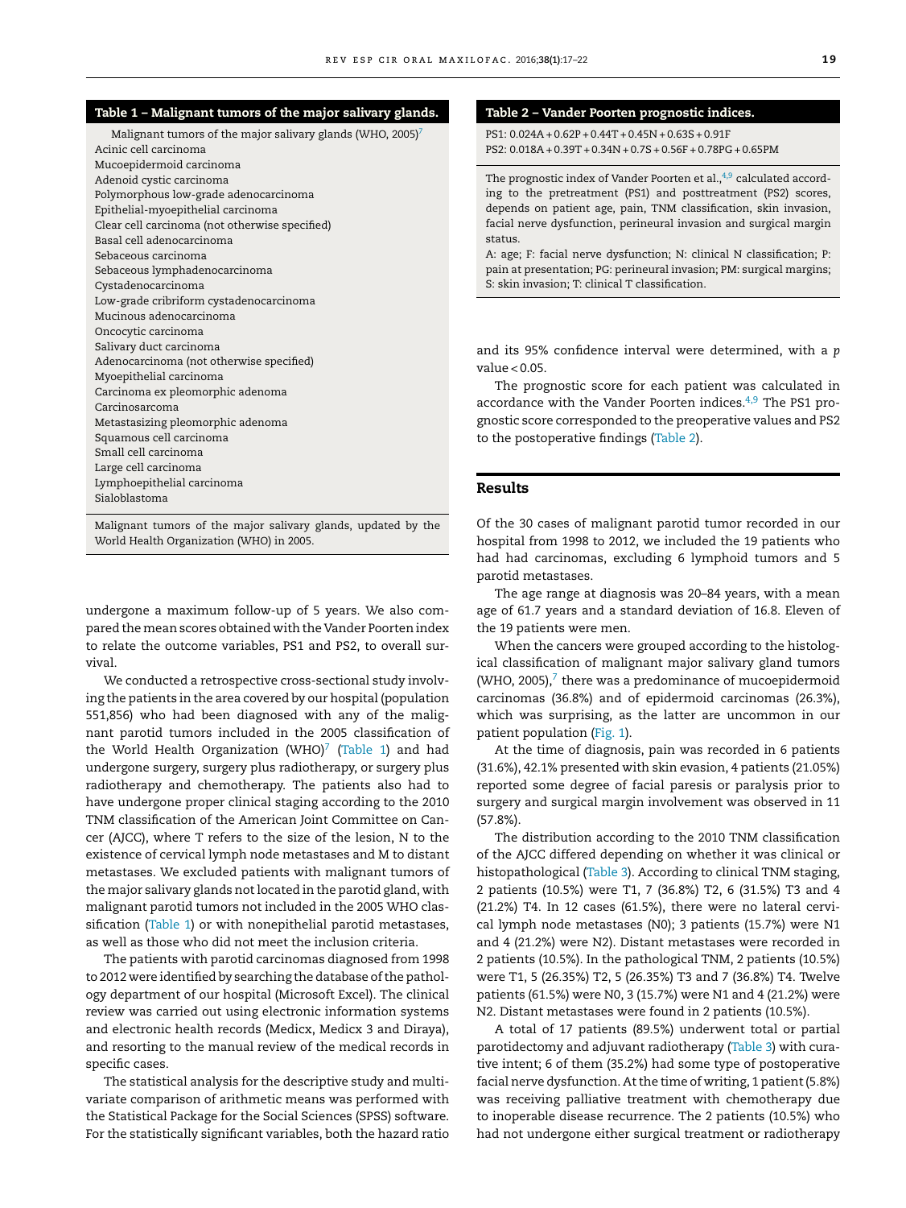**Table 1 – Malignant tumors of the major salivary glands.**

| Malignant tumors of the major salivary glands (WHO, 2005)[7] |
|---|
| Acinic cell carcinoma |
| Mucoepidermoid carcinoma |
| Adenoid cystic carcinoma |
| Polymorphous low-grade adenocarcinoma |
| Epithelial-myoepithelial carcinoma |
| Clear cell carcinoma (not otherwise specified) |
| Basal cell adenocarcinoma |
| Sebaceous carcinoma |
| Sebaceous lymphadenocarcinoma |
| Cystadenocarcinoma |
| Low-grade cribriform cystadenocarcinoma |
| Mucinous adenocarcinoma |
| Oncocytic carcinoma |
| Salivary duct carcinoma |
| Adenocarcinoma (not otherwise specified) |
| Myoepithelial carcinoma |
| Carcinoma ex pleomorphic adenoma |
| Carcinosarcoma |
| Metastasizing pleomorphic adenoma |
| Squamous cell carcinoma |
| Small cell carcinoma |
| Large cell carcinoma |
| Lymphoepithelial carcinoma |
| Sialoblastoma |

Malignant tumors of the major salivary glands, updated by the World Health Organization (WHO) in 2005.

undergone a maximum follow-up of 5 years. We also compared the mean scores obtained with the Vander Poorten index to relate the outcome variables, PS1 and PS2, to overall survival.

We conducted a retrospective cross-sectional study involving the patients in the area covered by our hospital (population 551,856) who had been diagnosed with any of the malignant parotid tumors included in the 2005 classification of the World Health Organization (WHO)[7] (Table 1) and had undergone surgery, surgery plus radiotherapy, or surgery plus radiotherapy and chemotherapy. The patients also had to have undergone proper clinical staging according to the 2010 TNM classification of the American Joint Committee on Cancer (AJCC), where T refers to the size of the lesion, N to the existence of cervical lymph node metastases and M to distant metastases. We excluded patients with malignant tumors of the major salivary glands not located in the parotid gland, with malignant parotid tumors not included in the 2005 WHO classification (Table 1) or with nonepithelial parotid metastases, as well as those who did not meet the inclusion criteria.

The patients with parotid carcinomas diagnosed from 1998 to 2012 were identified by searching the database of the pathology department of our hospital (Microsoft Excel). The clinical review was carried out using electronic information systems and electronic health records (Medicx, Medicx 3 and Diraya), and resorting to the manual review of the medical records in specific cases.

The statistical analysis for the descriptive study and multivariate comparison of arithmetic means was performed with the Statistical Package for the Social Sciences (SPSS) software. For the statistically significant variables, both the hazard ratio and its 95% confidence interval were determined, with a $p$ value < 0.05.

**Table 2 – Vander Poorten prognostic indices.**

$$PS1: 0.024A + 0.62P + 0.44T + 0.45N + 0.63S + 0.91F$$
$$PS2: 0.018A + 0.39T + 0.34N + 0.7S + 0.56F + 0.78PG + 0.65PM$$

The prognostic index of Vander Poorten et al.,[4,9] calculated according to the pretreatment (PS1) and posttreatment (PS2) scores, depends on patient age, pain, TNM classification, skin invasion, facial nerve dysfunction, perineural invasion and surgical margin status.

A: age; F: facial nerve dysfunction; N: clinical N classification; P: pain at presentation; PG: perineural invasion; PM: surgical margins; S: skin invasion; T: clinical T classification.

The prognostic score for each patient was calculated in accordance with the Vander Poorten indices.[4,9] The PS1 prognostic score corresponded to the preoperative values and PS2 to the postoperative findings (Table 2).

## Results

Of the 30 cases of malignant parotid tumor recorded in our hospital from 1998 to 2012, we included the 19 patients who had had carcinomas, excluding 6 lymphoid tumors and 5 parotid metastases.

The age range at diagnosis was 20–84 years, with a mean age of 61.7 years and a standard deviation of 16.8. Eleven of the 19 patients were men.

When the cancers were grouped according to the histological classification of malignant major salivary gland tumors (WHO, 2005),[7] there was a predominance of mucoepidermoid carcinomas (36.8%) and of epidermoid carcinomas (26.3%), which was surprising, as the latter are uncommon in our patient population (Fig. 1).

At the time of diagnosis, pain was recorded in 6 patients (31.6%), 42.1% presented with skin evasion, 4 patients (21.05%) reported some degree of facial paresis or paralysis prior to surgery and surgical margin involvement was observed in 11 (57.8%).

The distribution according to the 2010 TNM classification of the AJCC differed depending on whether it was clinical or histopathological (Table 3). According to clinical TNM staging, 2 patients (10.5%) were T1, 7 (36.8%) T2, 6 (31.5%) T3 and 4 (21.2%) T4. In 12 cases (61.5%), there were no lateral cervical lymph node metastases (N0); 3 patients (15.7%) were N1 and 4 (21.2%) were N2. Distant metastases were recorded in 2 patients (10.5%). In the pathological TNM, 2 patients (10.5%) were T1, 5 (26.35%) T2, 5 (26.35%) T3 and 7 (36.8%) T4. Twelve patients (61.5%) were N0, 3 (15.7%) were N1 and 4 (21.2%) were N2. Distant metastases were found in 2 patients (10.5%).

A total of 17 patients (89.5%) underwent total or partial parotidectomy and adjuvant radiotherapy (Table 3) with curative intent; 6 of them (35.2%) had some type of postoperative facial nerve dysfunction. At the time of writing, 1 patient (5.8%) was receiving palliative treatment with chemotherapy due to inoperable disease recurrence. The 2 patients (10.5%) who had not undergone either surgical treatment or radiotherapy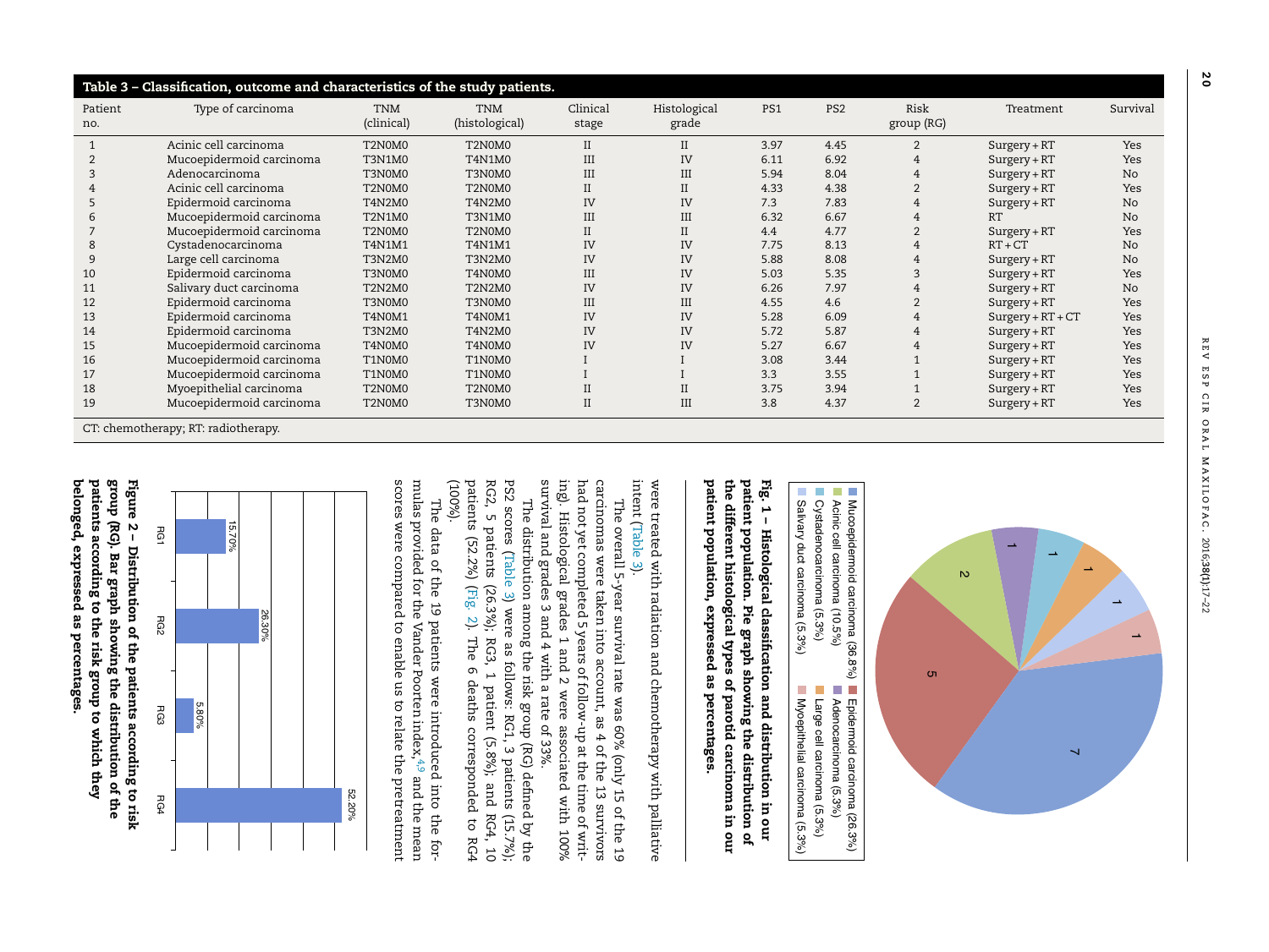**Table 3 – Classification, outcome and characteristics of the study patients.**

| Patient no. | Type of carcinoma | TNM (clinical) | TNM (histological) | Clinical stage | Histological grade | PS1 | PS2 | Risk group (RG) | Treatment | Survival |
|---|---|---|---|---|---|---|---|---|---|---|
| 1 | Acinic cell carcinoma | T2N0M0 | T2N0M0 | II | II | 3.97 | 4.45 | 2 | Surgery + RT | Yes |
| 2 | Mucoepidermoid carcinoma | T3N1M0 | T4N1M0 | III | IV | 6.11 | 6.92 | 4 | Surgery + RT | Yes |
| 3 | Adenocarcinoma | T3N0M0 | T3N0M0 | III | III | 5.94 | 8.04 | 4 | Surgery + RT | No |
| 4 | Acinic cell carcinoma | T2N0M0 | T2N0M0 | II | II | 4.33 | 4.38 | 2 | Surgery + RT | Yes |
| 5 | Epidermoid carcinoma | T4N2M0 | T4N2M0 | IV | IV | 7.3 | 7.83 | 4 | Surgery + RT | No |
| 6 | Mucoepidermoid carcinoma | T2N1M0 | T3N1M0 | III | III | 6.32 | 6.67 | 4 | RT | No |
| 7 | Mucoepidermoid carcinoma | T2N0M0 | T2N0M0 | II | II | 4.4 | 4.77 | 2 | Surgery + RT | Yes |
| 8 | Cystadenocarcinoma | T4N1M1 | T4N1M1 | IV | IV | 7.75 | 8.13 | 4 | RT + CT | No |
| 9 | Large cell carcinoma | T3N2M0 | T3N2M0 | IV | IV | 5.88 | 8.08 | 4 | Surgery + RT | No |
| 10 | Epidermoid carcinoma | T3N0M0 | T4N0M0 | III | IV | 5.03 | 5.35 | 3 | Surgery + RT | Yes |
| 11 | Salivary duct carcinoma | T2N2M0 | T2N2M0 | IV | IV | 6.26 | 7.97 | 4 | Surgery + RT | No |
| 12 | Epidermoid carcinoma | T3N0M0 | T3N0M0 | III | III | 4.55 | 4.6 | 2 | Surgery + RT | Yes |
| 13 | Epidermoid carcinoma | T4N0M1 | T4N0M1 | IV | IV | 5.28 | 6.09 | 4 | Surgery + RT + CT | Yes |
| 14 | Epidermoid carcinoma | T3N2M0 | T4N2M0 | IV | IV | 5.72 | 5.87 | 4 | Surgery + RT | Yes |
| 15 | Mucoepidermoid carcinoma | T4N0M0 | T4N0M0 | IV | IV | 5.27 | 6.67 | 4 | Surgery + RT | Yes |
| 16 | Mucoepidermoid carcinoma | T1N0M0 | T1N0M0 | I | I | 3.08 | 3.44 | 1 | Surgery + RT | Yes |
| 17 | Mucoepidermoid carcinoma | T1N0M0 | T1N0M0 | I | I | 3.3 | 3.55 | 1 | Surgery + RT | Yes |
| 18 | Myoepithelial carcinoma | T2N0M0 | T2N0M0 | II | II | 3.75 | 3.94 | 1 | Surgery + RT | Yes |
| 19 | Mucoepidermoid carcinoma | T2N0M0 | T3N0M0 | II | III | 3.8 | 4.37 | 2 | Surgery + RT | Yes |

CT: chemotherapy; RT: radiotherapy.

**Fig. 1 – Histological classification and distribution in our patient population. Pie graph showing the distribution of the different histological types of parotid carcinoma in our patient population, expressed as percentages.**

were treated with radiation and chemotherapy with palliative intent (Table 3).

The overall 5-year survival rate was 60% (only 15 of the 19 carcinomas were taken into account, as 4 of the 13 survivors had not yet completed 5 years of follow-up at the time of writing). Histological grades 1 and 2 were associated with 100% survival and grades 3 and 4 with a rate of 33%.

The distribution among the risk group (RG) defined by the PS2 scores (Table 3) were as follows: RG1, 3 patients (15.7%); RG2, 5 patients (26.3%); RG3, 1 patient (5.8%); and RG4, 10 patients (52.2%) (Fig. 2). The 6 deaths corresponded to RG4 (100%).

The data of the 19 patients were introduced into the formulas provided for the Vander Poorten index,[4,9] and the mean scores were compared to enable us to relate the pretreatment

**Figure 2 – Distribution of the patients according to risk group (RG). Bar graph showing the distribution of the patients according to the risk group to which they belonged, expressed as percentages.**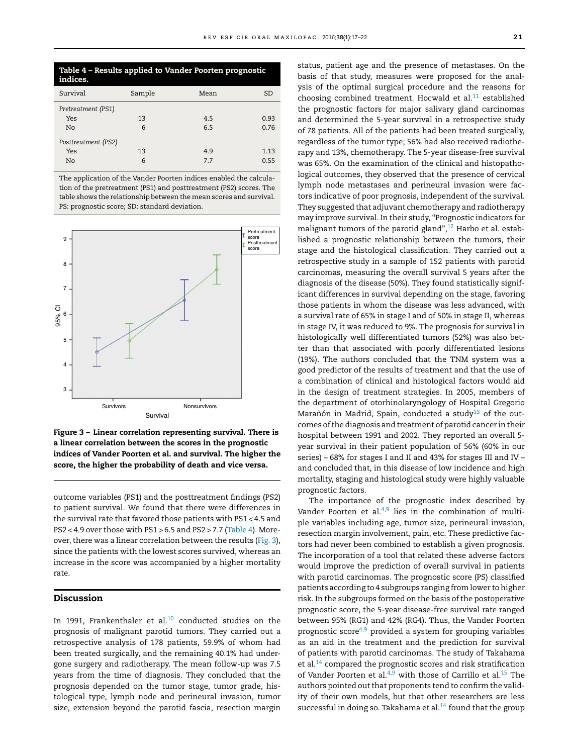**Table 4 – Results applied to Vander Poorten prognostic indices.**

| Survival | Sample | Mean | SD |
|---|---|---|---|
| *Pretreatment (PS1)* | | | |
| Yes | 13 | 4.5 | 0.93 |
| No | 6 | 6.5 | 0.76 |
| *Posttreatment (PS2)* | | | |
| Yes | 13 | 4.9 | 1.13 |
| No | 6 | 7.7 | 0.55 |

The application of the Vander Poorten indices enabled the calculation of the pretreatment (PS1) and posttreatment (PS2) scores. The table shows the relationship between the mean scores and survival. PS: prognostic score; SD: standard deviation.

**Figure 3 – Linear correlation representing survival. There is a linear correlation between the scores in the prognostic indices of Vander Poorten et al. and survival. The higher the score, the higher the probability of death and vice versa.**

outcome variables (PS1) and the posttreatment findings (PS2) to patient survival. We found that there were differences in the survival rate that favored those patients with PS1 < 4.5 and PS2 < 4.9 over those with PS1 > 6.5 and PS2 > 7.7 (Table 4). Moreover, there was a linear correlation between the results (Fig. 3), since the patients with the lowest scores survived, whereas an increase in the score was accompanied by a higher mortality rate.

## Discussion

In 1991, Frankenthaler et al.[10] conducted studies on the prognosis of malignant parotid tumors. They carried out a retrospective analysis of 178 patients, 59.9% of whom had been treated surgically, and the remaining 40.1% had undergone surgery and radiotherapy. The mean follow-up was 7.5 years from the time of diagnosis. They concluded that the prognosis depended on the tumor stage, tumor grade, histological type, lymph node and perineural invasion, tumor size, extension beyond the parotid fascia, resection margin status, patient age and the presence of metastases. On the basis of that study, measures were proposed for the analysis of the optimal surgical procedure and the reasons for choosing combined treatment. Hocwald et al.[11] established the prognostic factors for major salivary gland carcinomas and determined the 5-year survival in a retrospective study of 78 patients. All of the patients had been treated surgically, regardless of the tumor type; 56% had also received radiotherapy and 13%, chemotherapy. The 5-year disease-free survival was 65%. On the examination of the clinical and histopathological outcomes, they observed that the presence of cervical lymph node metastases and perineural invasion were factors indicative of poor prognosis, independent of the survival. They suggested that adjuvant chemotherapy and radiotherapy may improve survival. In their study, "Prognostic indicators for malignant tumors of the parotid gland",[12] Harbo et al. established a prognostic relationship between the tumors, their stage and the histological classification. They carried out a retrospective study in a sample of 152 patients with parotid carcinomas, measuring the overall survival 5 years after the diagnosis of the disease (50%). They found statistically significant differences in survival depending on the stage, favoring those patients in whom the disease was less advanced, with a survival rate of 65% in stage I and of 50% in stage II, whereas in stage IV, it was reduced to 9%. The prognosis for survival in histologically well differentiated tumors (52%) was also better than that associated with poorly differentiated lesions (19%). The authors concluded that the TNM system was a good predictor of the results of treatment and that the use of a combination of clinical and histological factors would aid in the design of treatment strategies. In 2005, members of the department of otorhinolaryngology of Hospital Gregorio Marañón in Madrid, Spain, conducted a study[13] of the outcomes of the diagnosis and treatment of parotid cancer in their hospital between 1991 and 2002. They reported an overall 5-year survival in their patient population of 56% (60% in our series) – 68% for stages I and II and 43% for stages III and IV – and concluded that, in this disease of low incidence and high mortality, staging and histological study were highly valuable prognostic factors.

The importance of the prognostic index described by Vander Poorten et al.[4,9] lies in the combination of multiple variables including age, tumor size, perineural invasion, resection margin involvement, pain, etc. These predictive factors had never been combined to establish a given prognosis. The incorporation of a tool that related these adverse factors would improve the prediction of overall survival in patients with parotid carcinomas. The prognostic score (PS) classified patients according to 4 subgroups ranging from lower to higher risk. In the subgroups formed on the basis of the postoperative prognostic score, the 5-year disease-free survival rate ranged between 95% (RG1) and 42% (RG4). Thus, the Vander Poorten prognostic score[4,9] provided a system for grouping variables as an aid in the treatment and the prediction for survival of patients with parotid carcinomas. The study of Takahama et al.[14] compared the prognostic scores and risk stratification of Vander Poorten et al.[4,9] with those of Carrillo et al.[15] The authors pointed out that proponents tend to confirm the validity of their own models, but that other researchers are less successful in doing so. Takahama et al.[14] found that the group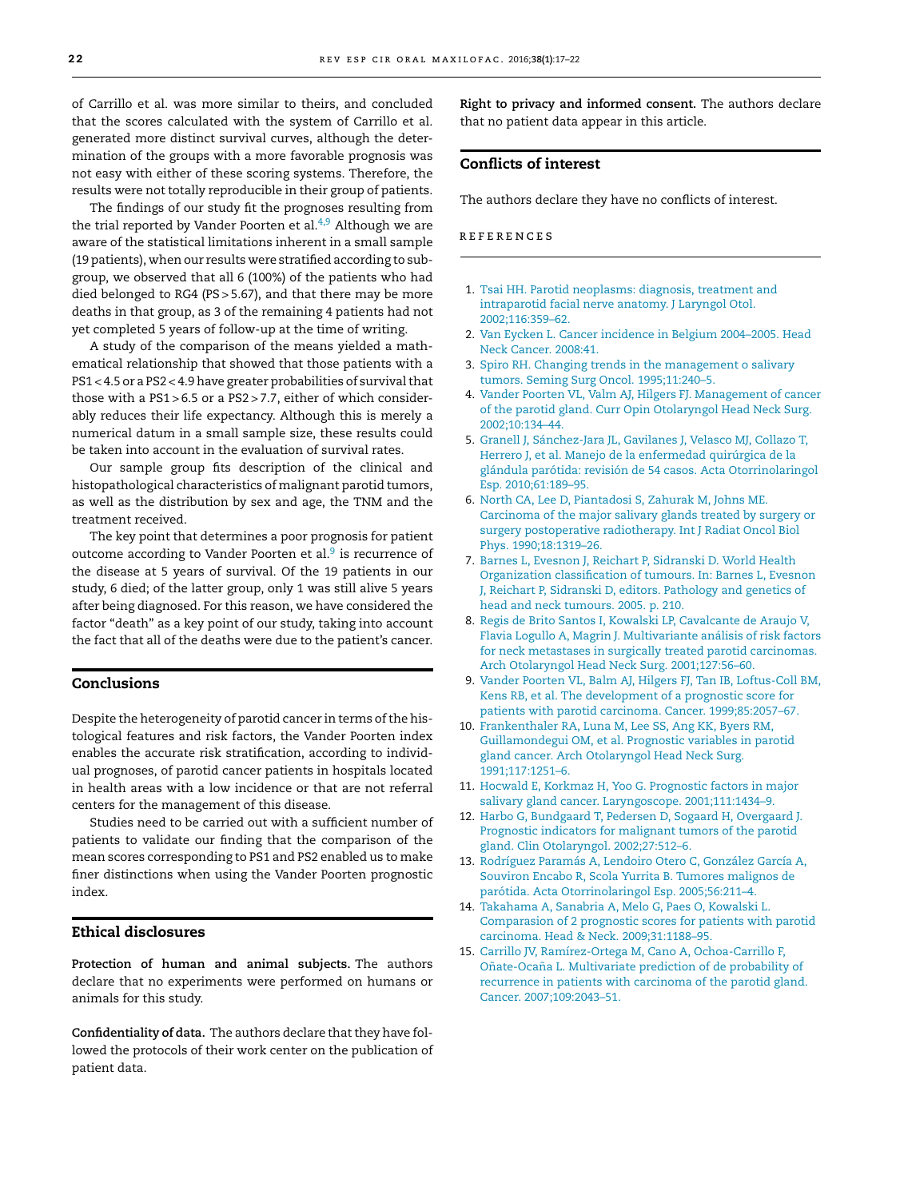of Carrillo et al. was more similar to theirs, and concluded that the scores calculated with the system of Carrillo et al. generated more distinct survival curves, although the determination of the groups with a more favorable prognosis was not easy with either of these scoring systems. Therefore, the results were not totally reproducible in their group of patients.

The findings of our study fit the prognoses resulting from the trial reported by Vander Poorten et al.[4,9] Although we are aware of the statistical limitations inherent in a small sample (19 patients), when our results were stratified according to subgroup, we observed that all 6 (100%) of the patients who had died belonged to RG4 (PS > 5.67), and that there may be more deaths in that group, as 3 of the remaining 4 patients had not yet completed 5 years of follow-up at the time of writing.

A study of the comparison of the means yielded a mathematical relationship that showed that those patients with a PS1 < 4.5 or a PS2 < 4.9 have greater probabilities of survival that those with a PS1 > 6.5 or a PS2 > 7.7, either of which considerably reduces their life expectancy. Although this is merely a numerical datum in a small sample size, these results could be taken into account in the evaluation of survival rates.

Our sample group fits description of the clinical and histopathological characteristics of malignant parotid tumors, as well as the distribution by sex and age, the TNM and the treatment received.

The key point that determines a poor prognosis for patient outcome according to Vander Poorten et al.[9] is recurrence of the disease at 5 years of survival. Of the 19 patients in our study, 6 died; of the latter group, only 1 was still alive 5 years after being diagnosed. For this reason, we have considered the factor "death" as a key point of our study, taking into account the fact that all of the deaths were due to the patient's cancer.

## Conclusions

Despite the heterogeneity of parotid cancer in terms of the histological features and risk factors, the Vander Poorten index enables the accurate risk stratification, according to individual prognoses, of parotid cancer patients in hospitals located in health areas with a low incidence or that are not referral centers for the management of this disease.

Studies need to be carried out with a sufficient number of patients to validate our finding that the comparison of the mean scores corresponding to PS1 and PS2 enabled us to make finer distinctions when using the Vander Poorten prognostic index.

## Ethical disclosures

**Protection of human and animal subjects.** The authors declare that no experiments were performed on humans or animals for this study.

**Confidentiality of data.** The authors declare that they have followed the protocols of their work center on the publication of patient data.

**Right to privacy and informed consent.** The authors declare that no patient data appear in this article.

## Conflicts of interest

The authors declare they have no conflicts of interest.

## REFERENCES

1. Tsai HH. Parotid neoplasms: diagnosis, treatment and intraparotid facial nerve anatomy. J Laryngol Otol. 2002;116:359–62.
2. Van Eycken L. Cancer incidence in Belgium 2004–2005. Head Neck Cancer. 2008:41.
3. Spiro RH. Changing trends in the management o salivary tumors. Seming Surg Oncol. 1995;11:240–5.
4. Vander Poorten VL, Valm AJ, Hilgers FJ. Management of cancer of the parotid gland. Curr Opin Otolaryngol Head Neck Surg. 2002;10:134–44.
5. Granell J, Sánchez-Jara JL, Gavilanes J, Velasco MJ, Collazo T, Herrero J, et al. Manejo de la enfermedad quirúrgica de la glándula parótida: revisión de 54 casos. Acta Otorrinolaringol Esp. 2010;61:189–95.
6. North CA, Lee D, Piantadosi S, Zahurak M, Johns ME. Carcinoma of the major salivary glands treated by surgery or surgery postoperative radiotherapy. Int J Radiat Oncol Biol Phys. 1990;18:1319–26.
7. Barnes L, Evesnon J, Reichart P, Sidranski D. World Health Organization classification of tumours. In: Barnes L, Evesnon J, Reichart P, Sidranski D, editors. Pathology and genetics of head and neck tumours. 2005. p. 210.
8. Regis de Brito Santos I, Kowalski LP, Cavalcante de Araujo V, Flavia Logullo A, Magrin J. Multivariante análisis of risk factors for neck metastases in surgically treated parotid carcinomas. Arch Otolaryngol Head Neck Surg. 2001;127:56–60.
9. Vander Poorten VL, Balm AJ, Hilgers FJ, Tan IB, Loftus-Coll BM, Kens RB, et al. The development of a prognostic score for patients with parotid carcinoma. Cancer. 1999;85:2057–67.
10. Frankenthaler RA, Luna M, Lee SS, Ang KK, Byers RM, Guillamondegui OM, et al. Prognostic variables in parotid gland cancer. Arch Otolaryngol Head Neck Surg. 1991;117:1251–6.
11. Hocwald E, Korkmaz H, Yoo G. Prognostic factors in major salivary gland cancer. Laryngoscope. 2001;111:1434–9.
12. Harbo G, Bundgaard T, Pedersen D, Sogaard H, Overgaard J. Prognostic indicators for malignant tumors of the parotid gland. Clin Otolaryngol. 2002;27:512–6.
13. Rodríguez Paramás A, Lendoiro Otero C, González García A, Souviron Encabo R, Scola Yurrita B. Tumores malignos de parótida. Acta Otorrinolaringol Esp. 2005;56:211–4.
14. Takahama A, Sanabria A, Melo G, Paes O, Kowalski L. Comparasion of 2 prognostic scores for patients with parotid carcinoma. Head & Neck. 2009;31:1188–95.
15. Carrillo JV, Ramírez-Ortega M, Cano A, Ochoa-Carrillo F, Oñate-Ocaña L. Multivariate prediction of de probability of recurrence in patients with carcinoma of the parotid gland. Cancer. 2007;109:2043–51.